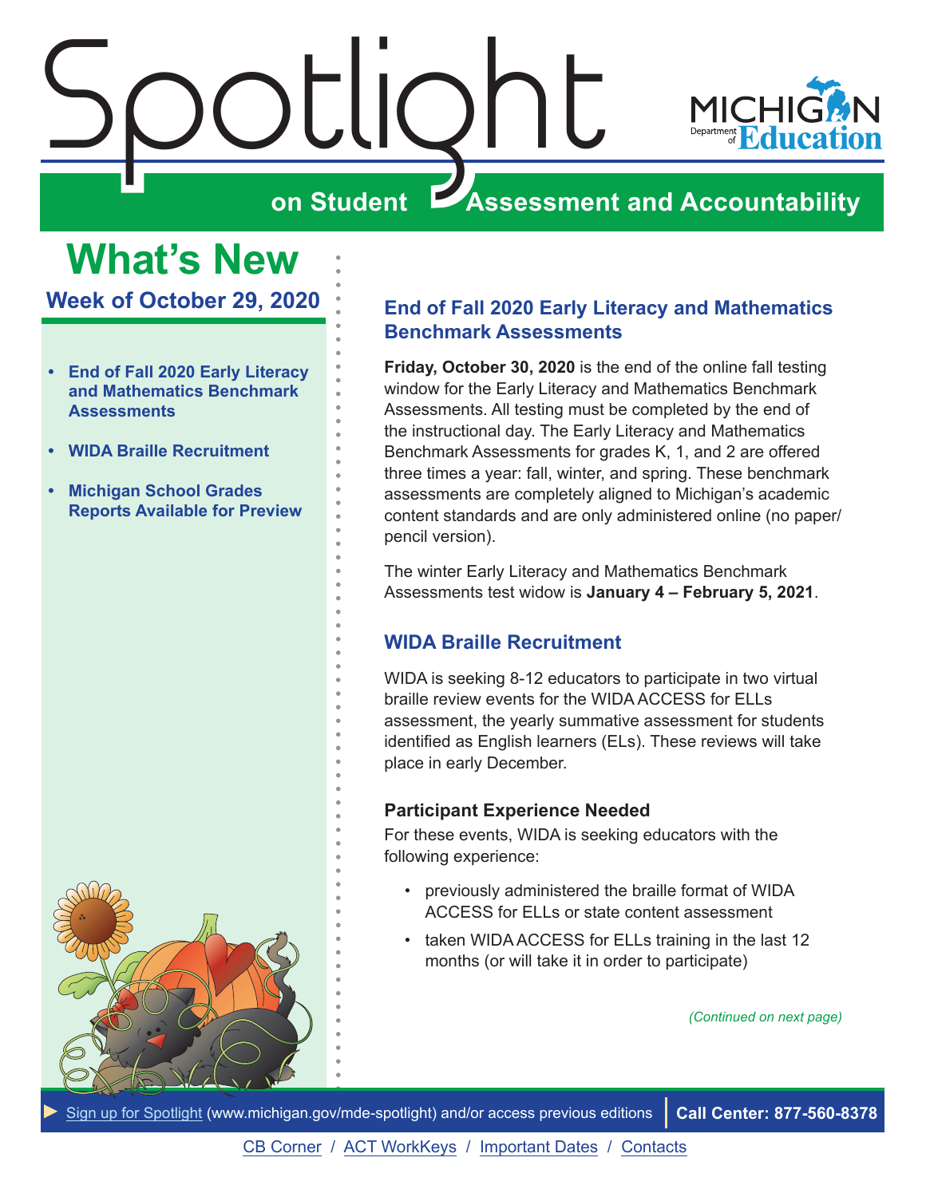# Spotlight on Student Assessment and Accountability

MICHIGAN Department of Education

## What's New

### Week of October 29, 2020

- **End of Fall 2020 Early Literacy and Mathematics Benchmark Assessments**
- **WIDA Braille Recruitment**
- **Michigan School Grades Reports Available for Preview**

## End of Fall 2020 Early Literacy and Mathematics Benchmark Assessments

**Friday, October 30, 2020** is the end of the online fall testing window for the Early Literacy and Mathematics Benchmark Assessments. All testing must be completed by the end of the instructional day. The Early Literacy and Mathematics Benchmark Assessments for grades K, 1, and 2 are offered three times a year: fall, winter, and spring. These benchmark assessments are completely aligned to Michigan's academic content standards and are only administered online (no paper/pencil version).

The winter Early Literacy and Mathematics Benchmark Assessments test widow is **January 4 – February 5, 2021**.

## WIDA Braille Recruitment

WIDA is seeking 8-12 educators to participate in two virtual braille review events for the WIDA ACCESS for ELLs assessment, the yearly summative assessment for students identified as English learners (ELs). These reviews will take place in early December.

### Participant Experience Needed

For these events, WIDA is seeking educators with the following experience:

- previously administered the braille format of WIDA ACCESS for ELLs or state content assessment
- taken WIDA ACCESS for ELLs training in the last 12 months (or will take it in order to participate)

*(Continued on next page)*

► Sign up for Spotlight (www.michigan.gov/mde-spotlight) and/or access previous editions | **Call Center: 877-560-8378**

CB Corner / ACT WorkKeys / Important Dates / Contacts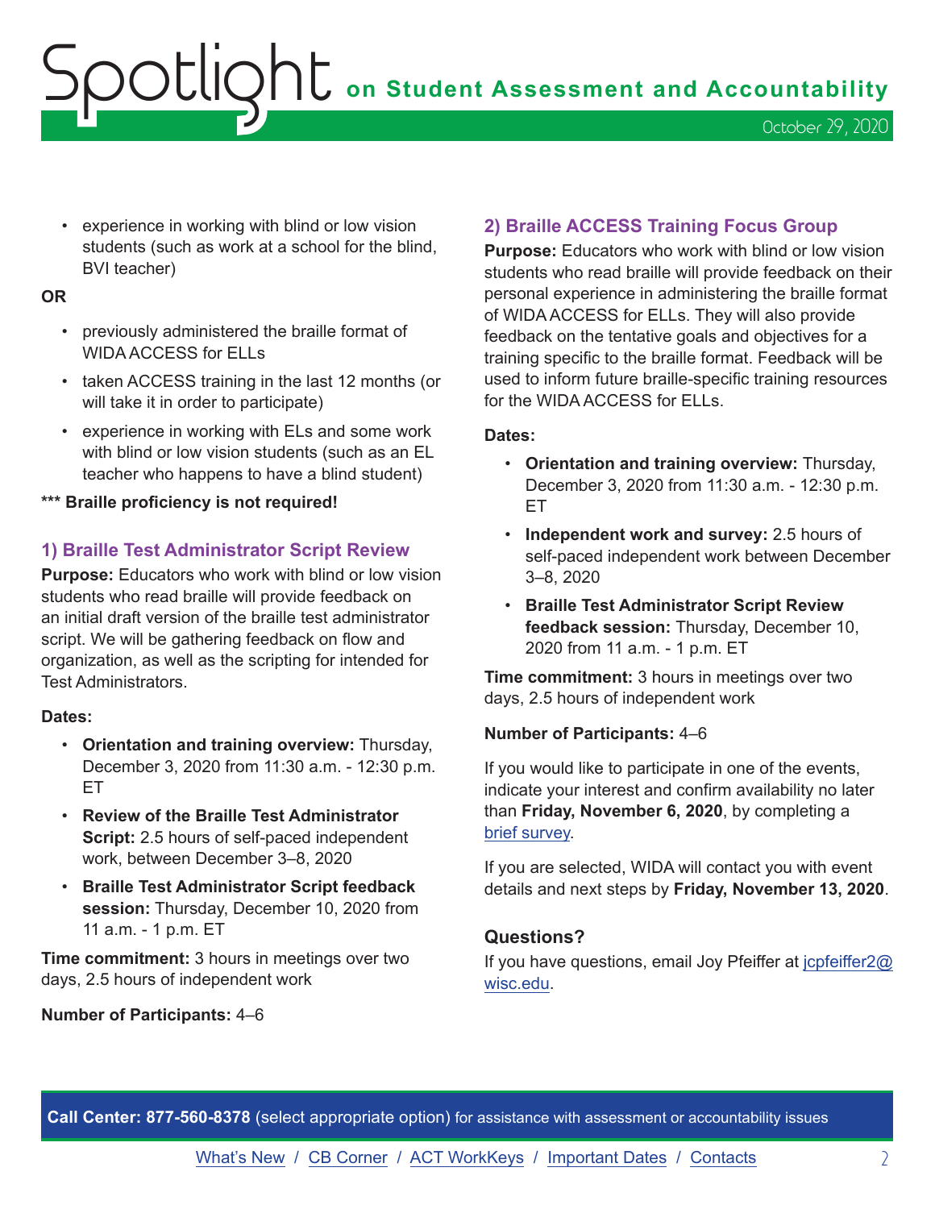- experience in working with blind or low vision students (such as work at a school for the blind, BVI teacher)

**OR**

- previously administered the braille format of WIDA ACCESS for ELLs
- taken ACCESS training in the last 12 months (or will take it in order to participate)
- experience in working with ELs and some work with blind or low vision students (such as an EL teacher who happens to have a blind student)

**\*\*\* Braille proficiency is not required!**

### 1) Braille Test Administrator Script Review

**Purpose:** Educators who work with blind or low vision students who read braille will provide feedback on an initial draft version of the braille test administrator script. We will be gathering feedback on flow and organization, as well as the scripting for intended for Test Administrators.

**Dates:**

- **Orientation and training overview:** Thursday, December 3, 2020 from 11:30 a.m. - 12:30 p.m. ET
- **Review of the Braille Test Administrator Script:** 2.5 hours of self-paced independent work, between December 3–8, 2020
- **Braille Test Administrator Script feedback session:** Thursday, December 10, 2020 from 11 a.m. - 1 p.m. ET

**Time commitment:** 3 hours in meetings over two days, 2.5 hours of independent work

**Number of Participants:** 4–6

### 2) Braille ACCESS Training Focus Group

**Purpose:** Educators who work with blind or low vision students who read braille will provide feedback on their personal experience in administering the braille format of WIDA ACCESS for ELLs. They will also provide feedback on the tentative goals and objectives for a training specific to the braille format. Feedback will be used to inform future braille-specific training resources for the WIDA ACCESS for ELLs.

**Dates:**

- **Orientation and training overview:** Thursday, December 3, 2020 from 11:30 a.m. - 12:30 p.m. ET
- **Independent work and survey:** 2.5 hours of self-paced independent work between December 3–8, 2020
- **Braille Test Administrator Script Review feedback session:** Thursday, December 10, 2020 from 11 a.m. - 1 p.m. ET

**Time commitment:** 3 hours in meetings over two days, 2.5 hours of independent work

**Number of Participants:** 4–6

If you would like to participate in one of the events, indicate your interest and confirm availability no later than **Friday, November 6, 2020**, by completing a brief survey.

If you are selected, WIDA will contact you with event details and next steps by **Friday, November 13, 2020**.

### Questions?

If you have questions, email Joy Pfeiffer at jcpfeiffer2@wisc.edu.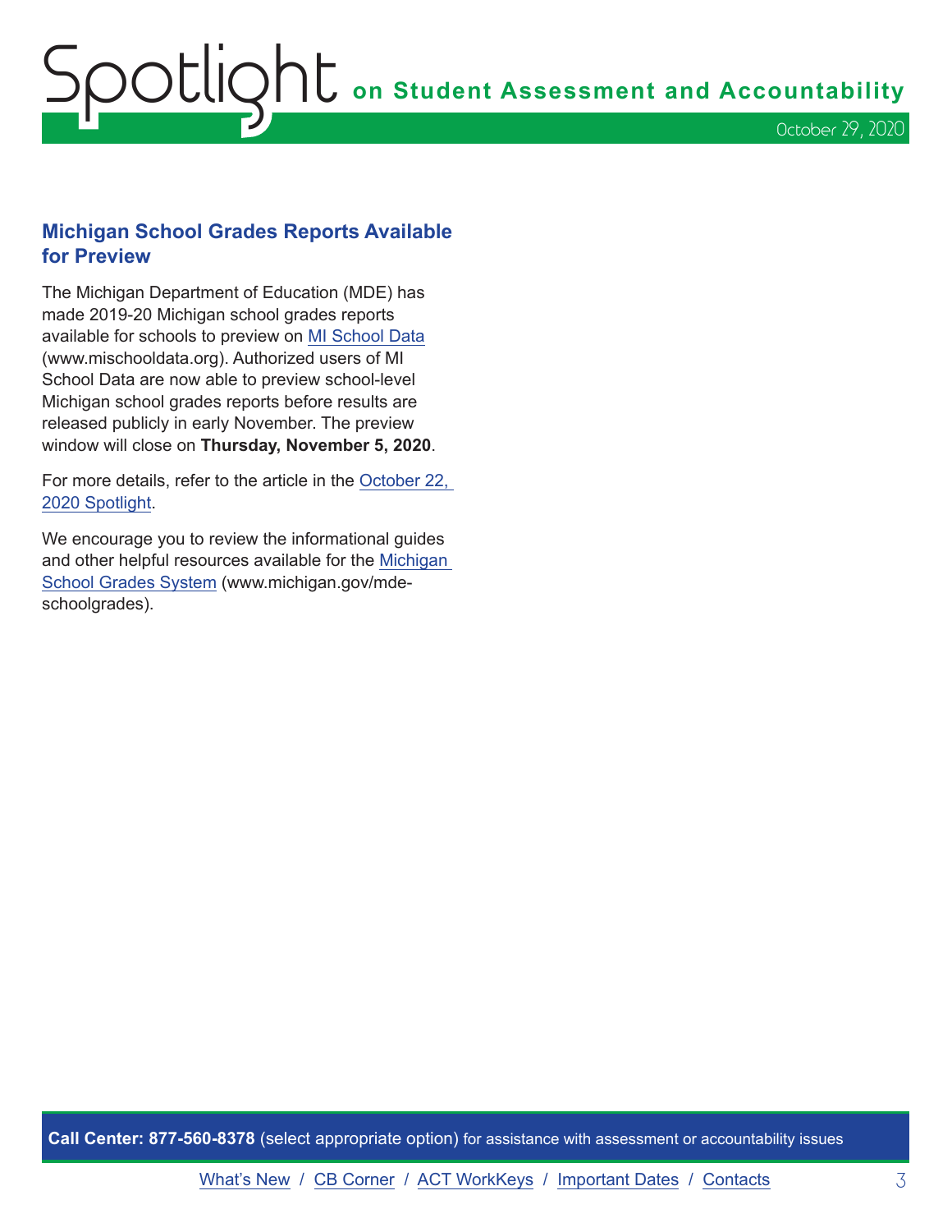## Michigan School Grades Reports Available for Preview

The Michigan Department of Education (MDE) has made 2019-20 Michigan school grades reports available for schools to preview on MI School Data (www.mischooldata.org). Authorized users of MI School Data are now able to preview school-level Michigan school grades reports before results are released publicly in early November. The preview window will close on **Thursday, November 5, 2020**.

For more details, refer to the article in the October 22, 2020 Spotlight.

We encourage you to review the informational guides and other helpful resources available for the Michigan School Grades System (www.michigan.gov/mde-schoolgrades).

**Call Center: 877-560-8378** (select appropriate option) for assistance with assessment or accountability issues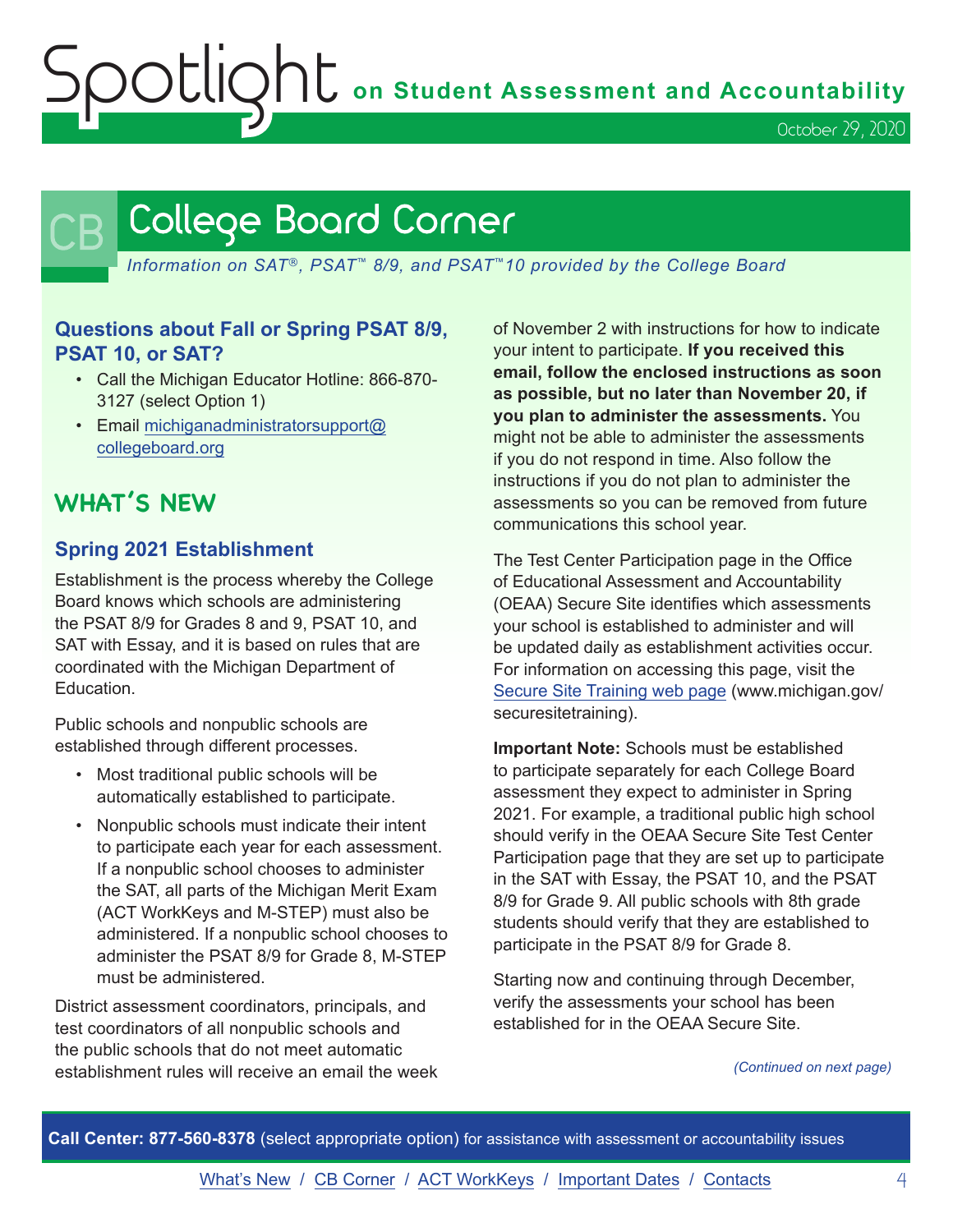# College Board Corner

*Information on SAT®, PSAT™ 8/9, and PSAT™10 provided by the College Board*

### Questions about Fall or Spring PSAT 8/9, PSAT 10, or SAT?

- Call the Michigan Educator Hotline: 866-870-3127 (select Option 1)
- Email [michiganadministratorsupport@collegeboard.org](mailto:michiganadministratorsupport@collegeboard.org)

## WHAT'S NEW

### Spring 2021 Establishment

Establishment is the process whereby the College Board knows which schools are administering the PSAT 8/9 for Grades 8 and 9, PSAT 10, and SAT with Essay, and it is based on rules that are coordinated with the Michigan Department of Education.

Public schools and nonpublic schools are established through different processes.

- Most traditional public schools will be automatically established to participate.
- Nonpublic schools must indicate their intent to participate each year for each assessment. If a nonpublic school chooses to administer the SAT, all parts of the Michigan Merit Exam (ACT WorkKeys and M-STEP) must also be administered. If a nonpublic school chooses to administer the PSAT 8/9 for Grade 8, M-STEP must be administered.

District assessment coordinators, principals, and test coordinators of all nonpublic schools and the public schools that do not meet automatic establishment rules will receive an email the week of November 2 with instructions for how to indicate your intent to participate. **If you received this email, follow the enclosed instructions as soon as possible, but no later than November 20, if you plan to administer the assessments.** You might not be able to administer the assessments if you do not respond in time. Also follow the instructions if you do not plan to administer the assessments so you can be removed from future communications this school year.

The Test Center Participation page in the Office of Educational Assessment and Accountability (OEAA) Secure Site identifies which assessments your school is established to administer and will be updated daily as establishment activities occur. For information on accessing this page, visit the [Secure Site Training web page](http://www.michigan.gov/securesitetraining) (www.michigan.gov/securesitetraining).

**Important Note:** Schools must be established to participate separately for each College Board assessment they expect to administer in Spring 2021. For example, a traditional public high school should verify in the OEAA Secure Site Test Center Participation page that they are set up to participate in the SAT with Essay, the PSAT 10, and the PSAT 8/9 for Grade 9. All public schools with 8th grade students should verify that they are established to participate in the PSAT 8/9 for Grade 8.

Starting now and continuing through December, verify the assessments your school has been established for in the OEAA Secure Site.

*(Continued on next page)*

**Call Center: 877-560-8378** (select appropriate option) for assistance with assessment or accountability issues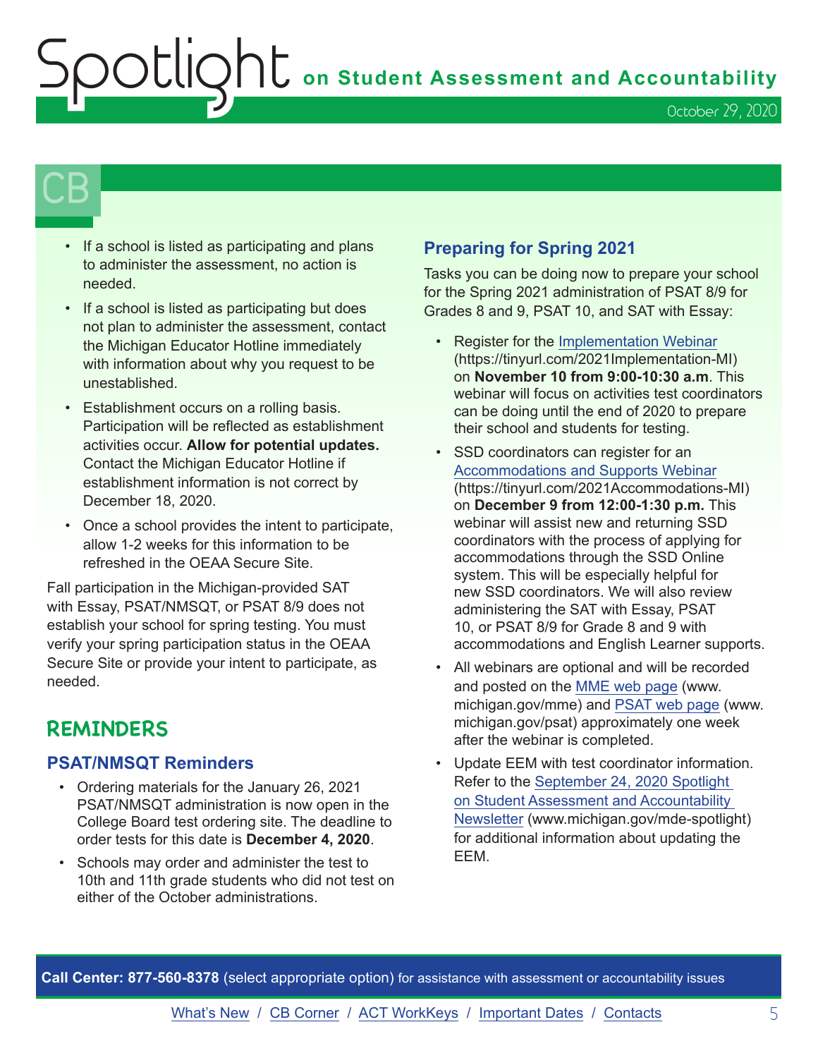# CB

- If a school is listed as participating and plans to administer the assessment, no action is needed.
- If a school is listed as participating but does not plan to administer the assessment, contact the Michigan Educator Hotline immediately with information about why you request to be unestablished.
- Establishment occurs on a rolling basis. Participation will be reflected as establishment activities occur. **Allow for potential updates.** Contact the Michigan Educator Hotline if establishment information is not correct by December 18, 2020.
- Once a school provides the intent to participate, allow 1-2 weeks for this information to be refreshed in the OEAA Secure Site.

Fall participation in the Michigan-provided SAT with Essay, PSAT/NMSQT, or PSAT 8/9 does not establish your school for spring testing. You must verify your spring participation status in the OEAA Secure Site or provide your intent to participate, as needed.

## REMINDERS

### PSAT/NMSQT Reminders

- Ordering materials for the January 26, 2021 PSAT/NMSQT administration is now open in the College Board test ordering site. The deadline to order tests for this date is **December 4, 2020**.
- Schools may order and administer the test to 10th and 11th grade students who did not test on either of the October administrations.

### Preparing for Spring 2021

Tasks you can be doing now to prepare your school for the Spring 2021 administration of PSAT 8/9 for Grades 8 and 9, PSAT 10, and SAT with Essay:

- Register for the Implementation Webinar (https://tinyurl.com/2021Implementation-MI) on **November 10 from 9:00-10:30 a.m**. This webinar will focus on activities test coordinators can be doing until the end of 2020 to prepare their school and students for testing.
- SSD coordinators can register for an Accommodations and Supports Webinar (https://tinyurl.com/2021Accommodations-MI) on **December 9 from 12:00-1:30 p.m.** This webinar will assist new and returning SSD coordinators with the process of applying for accommodations through the SSD Online system. This will be especially helpful for new SSD coordinators. We will also review administering the SAT with Essay, PSAT 10, or PSAT 8/9 for Grade 8 and 9 with accommodations and English Learner supports.
- All webinars are optional and will be recorded and posted on the MME web page (www.michigan.gov/mme) and PSAT web page (www.michigan.gov/psat) approximately one week after the webinar is completed.
- Update EEM with test coordinator information. Refer to the September 24, 2020 Spotlight on Student Assessment and Accountability Newsletter (www.michigan.gov/mde-spotlight) for additional information about updating the EEM.

**Call Center: 877-560-8378** (select appropriate option) for assistance with assessment or accountability issues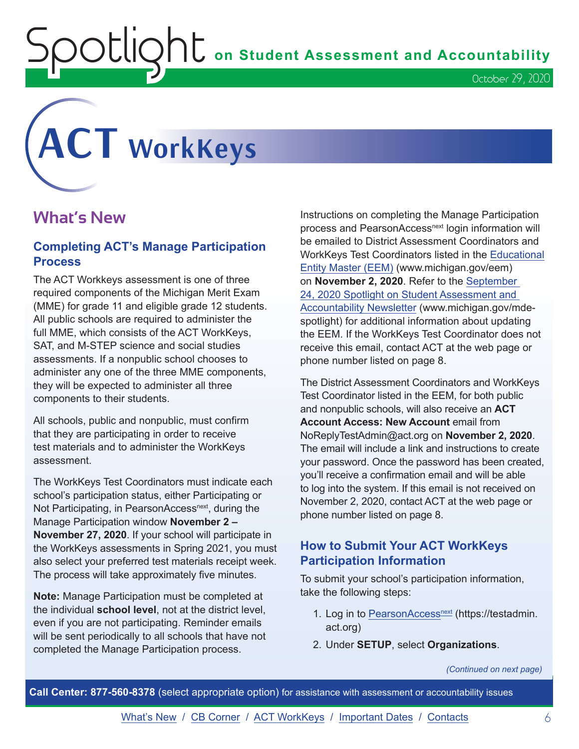# ACT WorkKeys

## What's New

### Completing ACT's Manage Participation Process

The ACT Workkeys assessment is one of three required components of the Michigan Merit Exam (MME) for grade 11 and eligible grade 12 students. All public schools are required to administer the full MME, which consists of the ACT WorkKeys, SAT, and M-STEP science and social studies assessments. If a nonpublic school chooses to administer any one of the three MME components, they will be expected to administer all three components to their students.

All schools, public and nonpublic, must confirm that they are participating in order to receive test materials and to administer the WorkKeys assessment.

The WorkKeys Test Coordinators must indicate each school's participation status, either Participating or Not Participating, in PearsonAccess[next], during the Manage Participation window **November 2 – November 27, 2020**. If your school will participate in the WorkKeys assessments in Spring 2021, you must also select your preferred test materials receipt week. The process will take approximately five minutes.

**Note:** Manage Participation must be completed at the individual **school level**, not at the district level, even if you are not participating. Reminder emails will be sent periodically to all schools that have not completed the Manage Participation process.

Instructions on completing the Manage Participation process and PearsonAccess[next] login information will be emailed to District Assessment Coordinators and WorkKeys Test Coordinators listed in the Educational Entity Master (EEM) (www.michigan.gov/eem) on **November 2, 2020**. Refer to the September 24, 2020 Spotlight on Student Assessment and Accountability Newsletter (www.michigan.gov/mde-spotlight) for additional information about updating the EEM. If the WorkKeys Test Coordinator does not receive this email, contact ACT at the web page or phone number listed on page 8.

The District Assessment Coordinators and WorkKeys Test Coordinator listed in the EEM, for both public and nonpublic schools, will also receive an **ACT Account Access: New Account** email from NoReplyTestAdmin@act.org on **November 2, 2020**. The email will include a link and instructions to create your password. Once the password has been created, you'll receive a confirmation email and will be able to log into the system. If this email is not received on November 2, 2020, contact ACT at the web page or phone number listed on page 8.

### How to Submit Your ACT WorkKeys Participation Information

To submit your school's participation information, take the following steps:

1. Log in to PearsonAccess[next] (https://testadmin.act.org)
2. Under **SETUP**, select **Organizations**.

*(Continued on next page)*

**Call Center: 877-560-8378** (select appropriate option) for assistance with assessment or accountability issues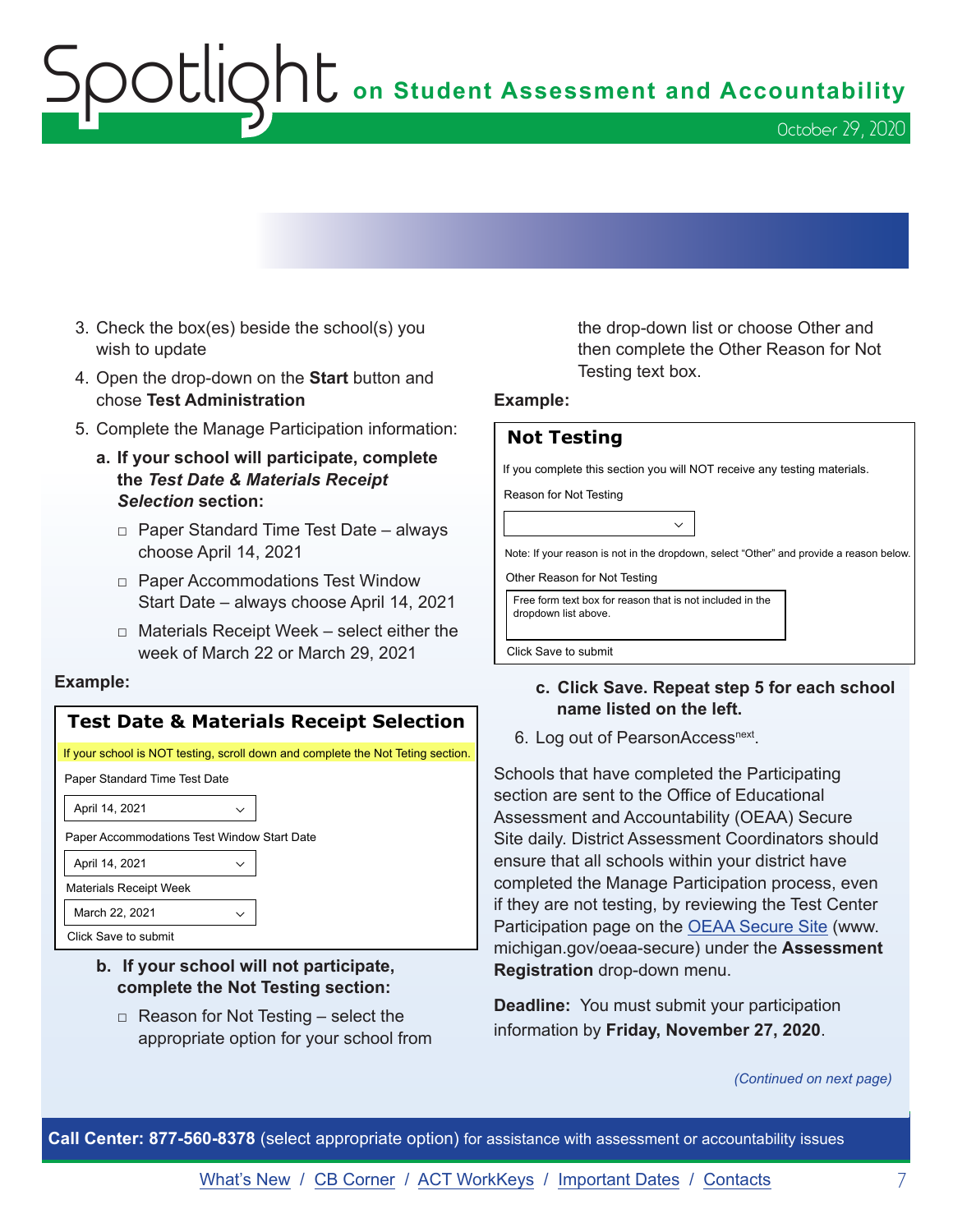3. Check the box(es) beside the school(s) you wish to update
4. Open the drop-down on the **Start** button and chose **Test Administration**
5. Complete the Manage Participation information:
   - **a. If your school will participate, complete the *Test Date & Materials Receipt Selection* section:**
     - Paper Standard Time Test Date – always choose April 14, 2021
     - Paper Accommodations Test Window Start Date – always choose April 14, 2021
     - Materials Receipt Week – select either the week of March 22 or March 29, 2021

**Example:**

> **Test Date & Materials Receipt Selection**
>
> If your school is NOT testing, scroll down and complete the Not Teting section.
>
> Paper Standard Time Test Date
>
> April 14, 2021
>
> Paper Accommodations Test Window Start Date
>
> April 14, 2021
>
> Materials Receipt Week
>
> March 22, 2021
>
> Click Save to submit

   - **b. If your school will not participate, complete the Not Testing section:**
     - Reason for Not Testing – select the appropriate option for your school from the drop-down list or choose Other and then complete the Other Reason for Not Testing text box.

**Example:**

> **Not Testing**
>
> If you complete this section you will NOT receive any testing materials.
>
> Reason for Not Testing
>
> Note: If your reason is not in the dropdown, select "Other" and provide a reason below.
>
> Other Reason for Not Testing
>
> Free form text box for reason that is not included in the dropdown list above.
>
> Click Save to submit

   - **c. Click Save. Repeat step 5 for each school name listed on the left.**
6. Log out of PearsonAccess[next].

Schools that have completed the Participating section are sent to the Office of Educational Assessment and Accountability (OEAA) Secure Site daily. District Assessment Coordinators should ensure that all schools within your district have completed the Manage Participation process, even if they are not testing, by reviewing the Test Center Participation page on the OEAA Secure Site (www.michigan.gov/oeaa-secure) under the **Assessment Registration** drop-down menu.

**Deadline:** You must submit your participation information by **Friday, November 27, 2020**.

*(Continued on next page)*

**Call Center: 877-560-8378** (select appropriate option) for assistance with assessment or accountability issues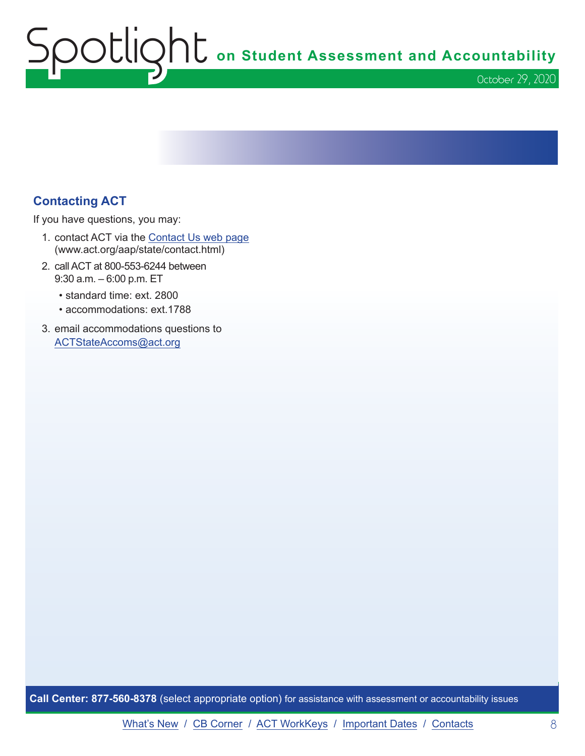## Contacting ACT

If you have questions, you may:

1. contact ACT via the Contact Us web page (www.act.org/aap/state/contact.html)
2. call ACT at 800-553-6244 between 9:30 a.m. – 6:00 p.m. ET
   - standard time: ext. 2800
   - accommodations: ext.1788
3. email accommodations questions to ACTStateAccoms@act.org

**Call Center: 877-560-8378** (select appropriate option) for assistance with assessment or accountability issues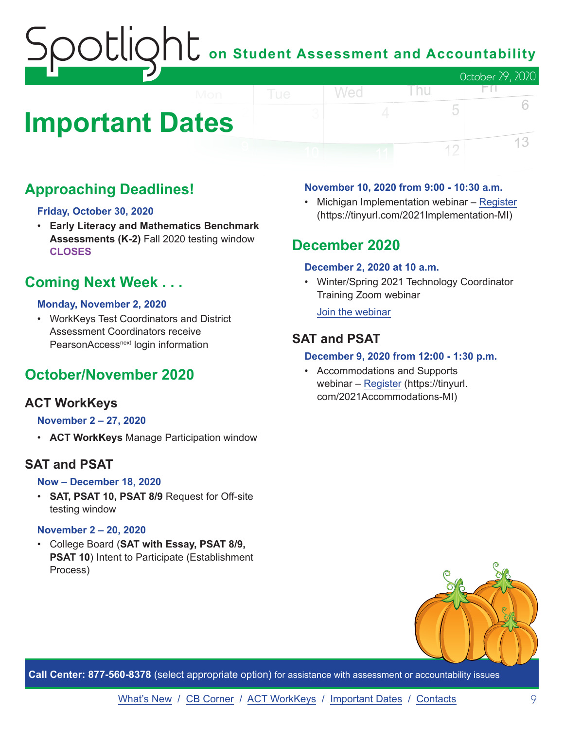# Important Dates

## Approaching Deadlines!

**Friday, October 30, 2020**

- **Early Literacy and Mathematics Benchmark Assessments (K-2)** Fall 2020 testing window **CLOSES**

## Coming Next Week . . .

**Monday, November 2, 2020**

- WorkKeys Test Coordinators and District Assessment Coordinators receive PearsonAccess[next] login information

## October/November 2020

### ACT WorkKeys

**November 2 – 27, 2020**

- **ACT WorkKeys** Manage Participation window

### SAT and PSAT

**Now – December 18, 2020**

- **SAT, PSAT 10, PSAT 8/9** Request for Off-site testing window

**November 2 – 20, 2020**

- College Board (**SAT with Essay, PSAT 8/9, PSAT 10**) Intent to Participate (Establishment Process)

**November 10, 2020 from 9:00 - 10:30 a.m.**

- Michigan Implementation webinar – Register (https://tinyurl.com/2021Implementation-MI)

## December 2020

**December 2, 2020 at 10 a.m.**

- Winter/Spring 2021 Technology Coordinator Training Zoom webinar

  Join the webinar

### SAT and PSAT

**December 9, 2020 from 12:00 - 1:30 p.m.**

- Accommodations and Supports webinar – Register (https://tinyurl.com/2021Accommodations-MI)

**Call Center: 877-560-8378** (select appropriate option) for assistance with assessment or accountability issues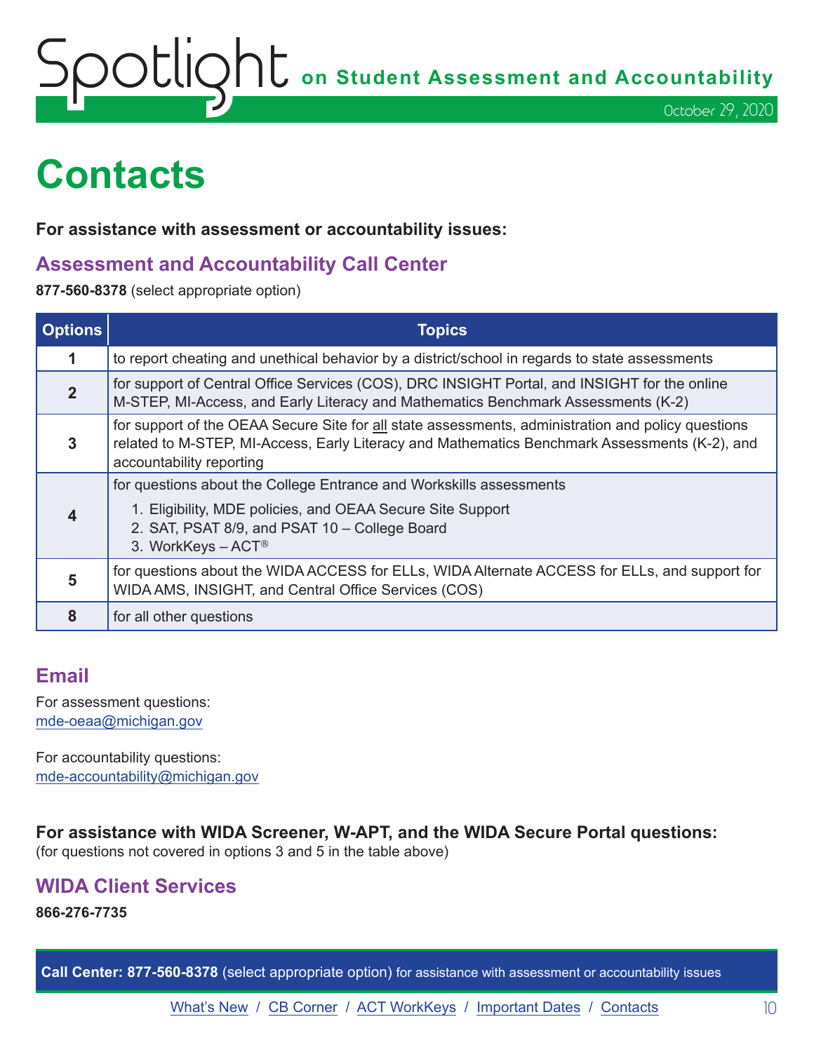# Contacts

**For assistance with assessment or accountability issues:**

## Assessment and Accountability Call Center

**877-560-8378** (select appropriate option)

| Options | Topics |
|---|---|
| **1** | to report cheating and unethical behavior by a district/school in regards to state assessments |
| **2** | for support of Central Office Services (COS), DRC INSIGHT Portal, and INSIGHT for the online M-STEP, MI-Access, and Early Literacy and Mathematics Benchmark Assessments (K-2) |
| **3** | for support of the OEAA Secure Site for all state assessments, administration and policy questions related to M-STEP, MI-Access, Early Literacy and Mathematics Benchmark Assessments (K-2), and accountability reporting |
| **4** | for questions about the College Entrance and Workskills assessments<br>1. Eligibility, MDE policies, and OEAA Secure Site Support<br>2. SAT, PSAT 8/9, and PSAT 10 – College Board<br>3. WorkKeys – ACT® |
| **5** | for questions about the WIDA ACCESS for ELLs, WIDA Alternate ACCESS for ELLs, and support for WIDA AMS, INSIGHT, and Central Office Services (COS) |
| **8** | for all other questions |

## Email

For assessment questions:
mde-oeaa@michigan.gov

For accountability questions:
mde-accountability@michigan.gov

**For assistance with WIDA Screener, W-APT, and the WIDA Secure Portal questions:**
(for questions not covered in options 3 and 5 in the table above)

## WIDA Client Services

**866-276-7735**

**Call Center: 877-560-8378** (select appropriate option) for assistance with assessment or accountability issues

What's New / CB Corner / ACT WorkKeys / Important Dates / Contacts